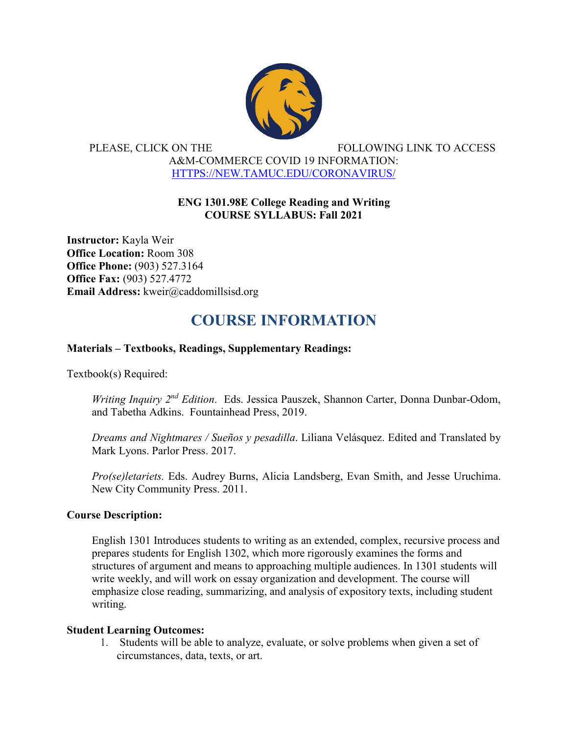PLEASE, CLICK ON THE FOLLOWING LINK TO ACCESS A&M-COMMERCE COVID 19 INFORMATION: [HTTPS://NEW.TAMUC.EDU/CORONAVIRUS/](https://new.tamuc.edu/coronavirus/)

**ENG 1301.98E College Reading and Writing**
**COURSE SYLLABUS: Fall 2021**

**Instructor:** Kayla Weir
**Office Location:** Room 308
**Office Phone:** (903) 527.3164
**Office Fax:** (903) 527.4772
**Email Address:** kweir@caddomillsisd.org

# COURSE INFORMATION

**Materials – Textbooks, Readings, Supplementary Readings:**

Textbook(s) Required:

*Writing Inquiry 2nd Edition*. Eds. Jessica Pauszek, Shannon Carter, Donna Dunbar-Odom, and Tabetha Adkins. Fountainhead Press, 2019.

*Dreams and Nightmares / Sueños y pesadilla*. Liliana Velásquez. Edited and Translated by Mark Lyons. Parlor Press. 2017.

*Pro(se)letariets.* Eds. Audrey Burns, Alicia Landsberg, Evan Smith, and Jesse Uruchima. New City Community Press. 2011.

**Course Description:**

English 1301 Introduces students to writing as an extended, complex, recursive process and prepares students for English 1302, which more rigorously examines the forms and structures of argument and means to approaching multiple audiences. In 1301 students will write weekly, and will work on essay organization and development. The course will emphasize close reading, summarizing, and analysis of expository texts, including student writing.

**Student Learning Outcomes:**

1. Students will be able to analyze, evaluate, or solve problems when given a set of circumstances, data, texts, or art.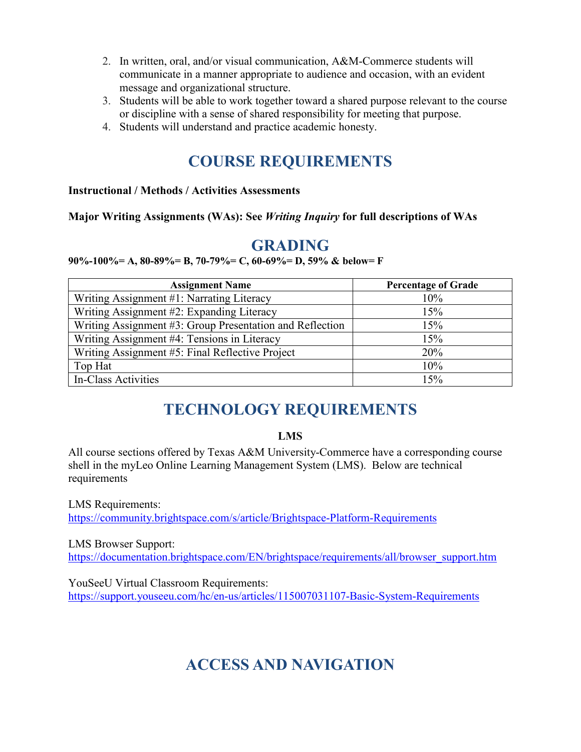2. In written, oral, and/or visual communication, A&M-Commerce students will communicate in a manner appropriate to audience and occasion, with an evident message and organizational structure.
3. Students will be able to work together toward a shared purpose relevant to the course or discipline with a sense of shared responsibility for meeting that purpose.
4. Students will understand and practice academic honesty.

# COURSE REQUIREMENTS

**Instructional / Methods / Activities Assessments**

**Major Writing Assignments (WAs): See *Writing Inquiry* for full descriptions of WAs**

# GRADING

**90%-100%= A, 80-89%= B, 70-79%= C, 60-69%= D, 59% & below= F**

| Assignment Name | Percentage of Grade |
|---|---|
| Writing Assignment #1: Narrating Literacy | 10% |
| Writing Assignment #2: Expanding Literacy | 15% |
| Writing Assignment #3: Group Presentation and Reflection | 15% |
| Writing Assignment #4: Tensions in Literacy | 15% |
| Writing Assignment #5: Final Reflective Project | 20% |
| Top Hat | 10% |
| In-Class Activities | 15% |

# TECHNOLOGY REQUIREMENTS

**LMS**

All course sections offered by Texas A&M University-Commerce have a corresponding course shell in the myLeo Online Learning Management System (LMS). Below are technical requirements

LMS Requirements:
https://community.brightspace.com/s/article/Brightspace-Platform-Requirements

LMS Browser Support:
https://documentation.brightspace.com/EN/brightspace/requirements/all/browser_support.htm

YouSeeU Virtual Classroom Requirements:
https://support.youseeu.com/hc/en-us/articles/115007031107-Basic-System-Requirements

# ACCESS AND NAVIGATION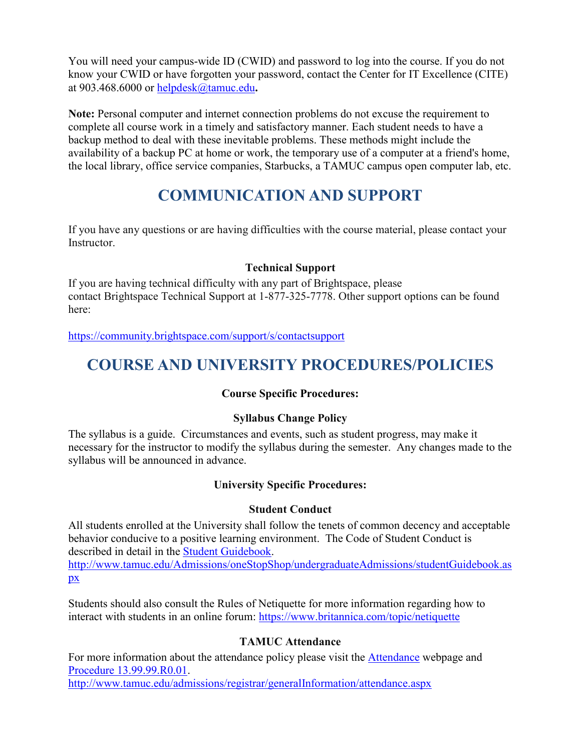You will need your campus-wide ID (CWID) and password to log into the course. If you do not know your CWID or have forgotten your password, contact the Center for IT Excellence (CITE) at 903.468.6000 or [helpdesk@tamuc.edu](mailto:helpdesk@tamuc.edu)**.**

**Note:** Personal computer and internet connection problems do not excuse the requirement to complete all course work in a timely and satisfactory manner. Each student needs to have a backup method to deal with these inevitable problems. These methods might include the availability of a backup PC at home or work, the temporary use of a computer at a friend's home, the local library, office service companies, Starbucks, a TAMUC campus open computer lab, etc.

# COMMUNICATION AND SUPPORT

If you have any questions or are having difficulties with the course material, please contact your Instructor.

### Technical Support

If you are having technical difficulty with any part of Brightspace, please contact Brightspace Technical Support at 1-877-325-7778. Other support options can be found here:

https://community.brightspace.com/support/s/contactsupport

# COURSE AND UNIVERSITY PROCEDURES/POLICIES

### Course Specific Procedures:

### Syllabus Change Policy

The syllabus is a guide. Circumstances and events, such as student progress, may make it necessary for the instructor to modify the syllabus during the semester. Any changes made to the syllabus will be announced in advance.

### University Specific Procedures:

### Student Conduct

All students enrolled at the University shall follow the tenets of common decency and acceptable behavior conducive to a positive learning environment. The Code of Student Conduct is described in detail in the [Student Guidebook](http://www.tamuc.edu/Admissions/oneStopShop/undergraduateAdmissions/studentGuidebook.aspx).
http://www.tamuc.edu/Admissions/oneStopShop/undergraduateAdmissions/studentGuidebook.aspx

Students should also consult the Rules of Netiquette for more information regarding how to interact with students in an online forum: https://www.britannica.com/topic/netiquette

### TAMUC Attendance

For more information about the attendance policy please visit the [Attendance](http://www.tamuc.edu/admissions/registrar/generalInformation/attendance.aspx) webpage and Procedure 13.99.99.R0.01.
http://www.tamuc.edu/admissions/registrar/generalInformation/attendance.aspx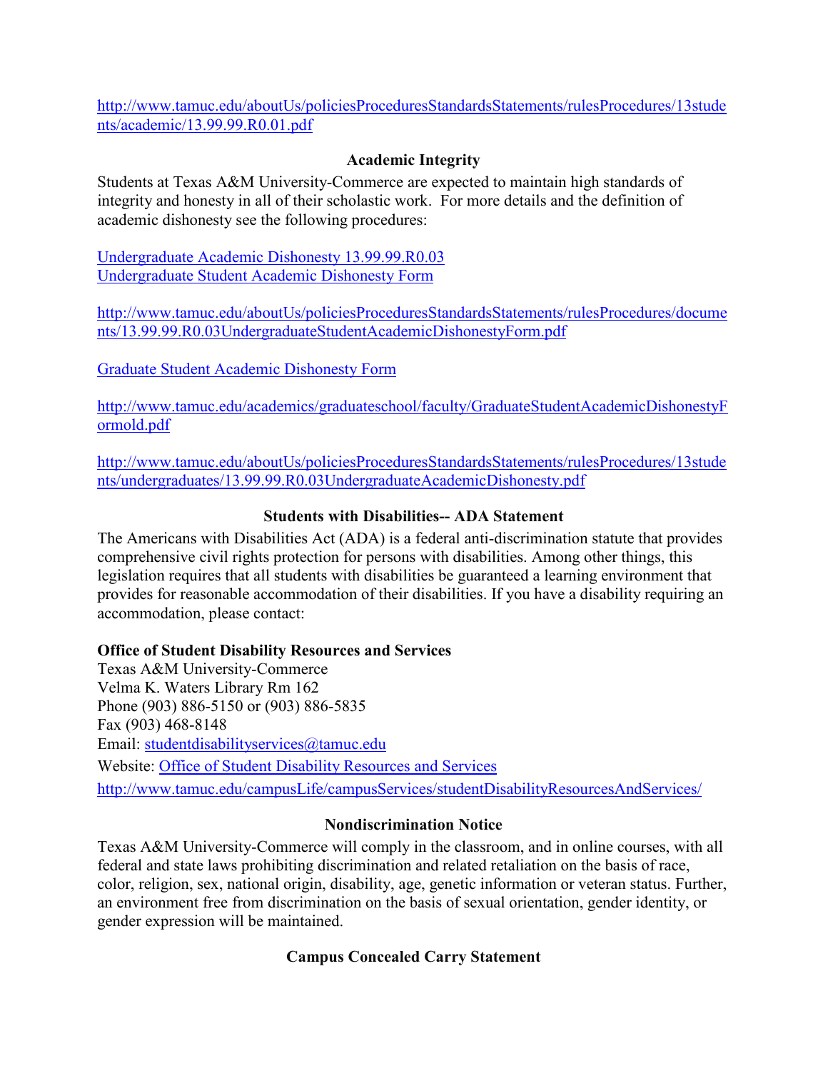http://www.tamuc.edu/aboutUs/policiesProceduresStandardsStatements/rulesProcedures/13students/academic/13.99.99.R0.01.pdf

## Academic Integrity

Students at Texas A&M University-Commerce are expected to maintain high standards of integrity and honesty in all of their scholastic work. For more details and the definition of academic dishonesty see the following procedures:

Undergraduate Academic Dishonesty 13.99.99.R0.03
Undergraduate Student Academic Dishonesty Form

http://www.tamuc.edu/aboutUs/policiesProceduresStandardsStatements/rulesProcedures/documents/13.99.99.R0.03UndergraduateStudentAcademicDishonestyForm.pdf

Graduate Student Academic Dishonesty Form

http://www.tamuc.edu/academics/graduateschool/faculty/GraduateStudentAcademicDishonestyFormold.pdf

http://www.tamuc.edu/aboutUs/policiesProceduresStandardsStatements/rulesProcedures/13students/undergraduates/13.99.99.R0.03UndergraduateAcademicDishonesty.pdf

## Students with Disabilities-- ADA Statement

The Americans with Disabilities Act (ADA) is a federal anti-discrimination statute that provides comprehensive civil rights protection for persons with disabilities. Among other things, this legislation requires that all students with disabilities be guaranteed a learning environment that provides for reasonable accommodation of their disabilities. If you have a disability requiring an accommodation, please contact:

**Office of Student Disability Resources and Services**
Texas A&M University-Commerce
Velma K. Waters Library Rm 162
Phone (903) 886-5150 or (903) 886-5835
Fax (903) 468-8148
Email: studentdisabilityservices@tamuc.edu
Website: Office of Student Disability Resources and Services
http://www.tamuc.edu/campusLife/campusServices/studentDisabilityResourcesAndServices/

## Nondiscrimination Notice

Texas A&M University-Commerce will comply in the classroom, and in online courses, with all federal and state laws prohibiting discrimination and related retaliation on the basis of race, color, religion, sex, national origin, disability, age, genetic information or veteran status. Further, an environment free from discrimination on the basis of sexual orientation, gender identity, or gender expression will be maintained.

## Campus Concealed Carry Statement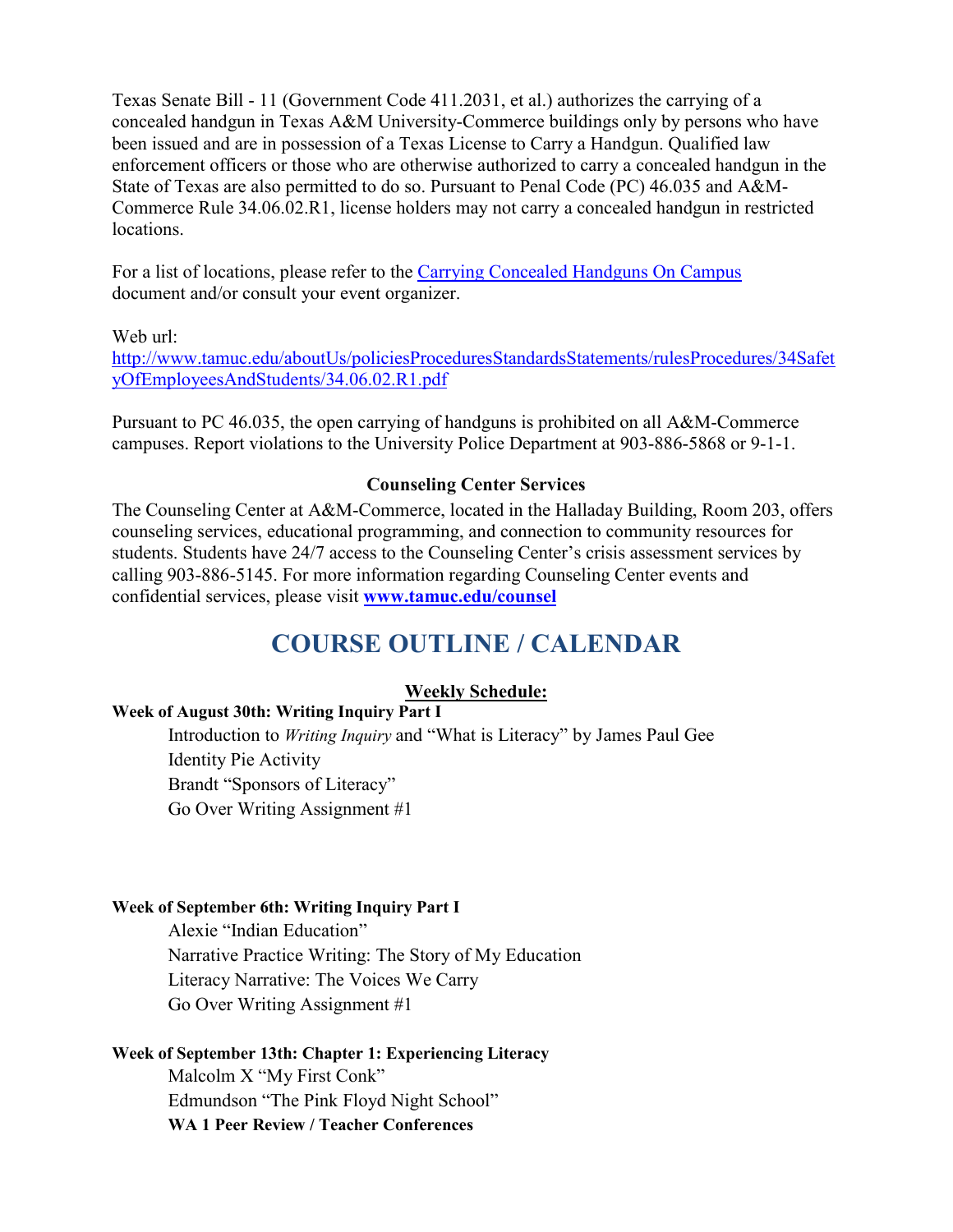Texas Senate Bill - 11 (Government Code 411.2031, et al.) authorizes the carrying of a concealed handgun in Texas A&M University-Commerce buildings only by persons who have been issued and are in possession of a Texas License to Carry a Handgun. Qualified law enforcement officers or those who are otherwise authorized to carry a concealed handgun in the State of Texas are also permitted to do so. Pursuant to Penal Code (PC) 46.035 and A&M-Commerce Rule 34.06.02.R1, license holders may not carry a concealed handgun in restricted locations.

For a list of locations, please refer to the [Carrying Concealed Handguns On Campus](http://www.tamuc.edu/aboutUs/policiesProceduresStandardsStatements/rulesProcedures/34SafetyOfEmployeesAndStudents/34.06.02.R1.pdf) document and/or consult your event organizer.

Web url:
http://www.tamuc.edu/aboutUs/policiesProceduresStandardsStatements/rulesProcedures/34SafetyOfEmployeesAndStudents/34.06.02.R1.pdf

Pursuant to PC 46.035, the open carrying of handguns is prohibited on all A&M-Commerce campuses. Report violations to the University Police Department at 903-886-5868 or 9-1-1.

### Counseling Center Services

The Counseling Center at A&M-Commerce, located in the Halladay Building, Room 203, offers counseling services, educational programming, and connection to community resources for students. Students have 24/7 access to the Counseling Center's crisis assessment services by calling 903-886-5145. For more information regarding Counseling Center events and confidential services, please visit **www.tamuc.edu/counsel**

# COURSE OUTLINE / CALENDAR

### Weekly Schedule:

**Week of August 30th: Writing Inquiry Part I**

Introduction to *Writing Inquiry* and "What is Literacy" by James Paul Gee
Identity Pie Activity
Brandt "Sponsors of Literacy"
Go Over Writing Assignment #1

**Week of September 6th: Writing Inquiry Part I**

Alexie "Indian Education"
Narrative Practice Writing: The Story of My Education
Literacy Narrative: The Voices We Carry
Go Over Writing Assignment #1

**Week of September 13th: Chapter 1: Experiencing Literacy**

Malcolm X "My First Conk"
Edmundson "The Pink Floyd Night School"
**WA 1 Peer Review / Teacher Conferences**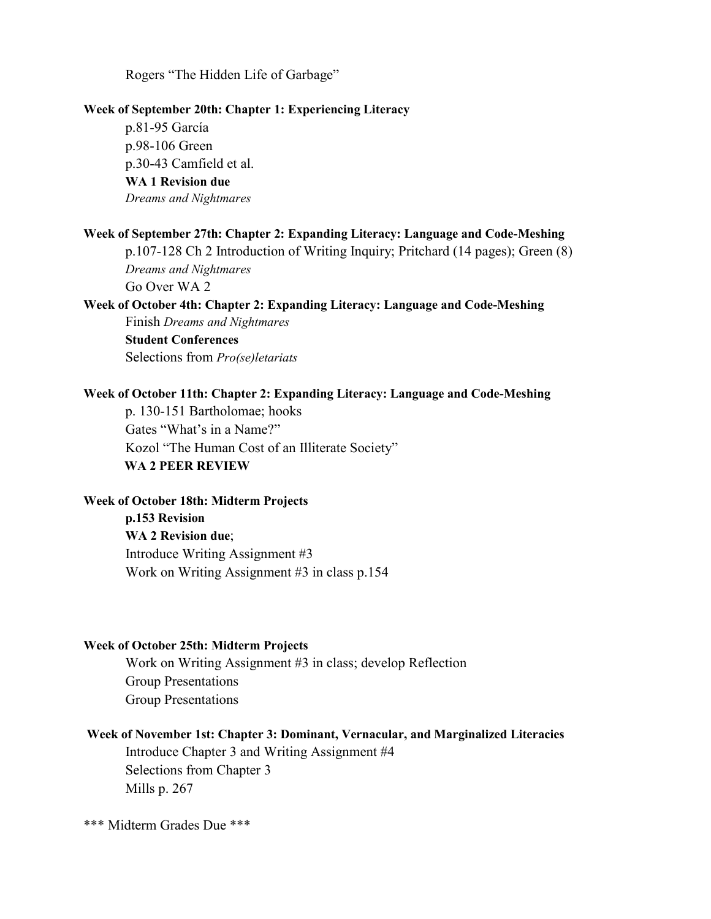Rogers "The Hidden Life of Garbage"

**Week of September 20th: Chapter 1: Experiencing Literacy**

p.81-95 García
p.98-106 Green
p.30-43 Camfield et al.
**WA 1 Revision due**
*Dreams and Nightmares*

**Week of September 27th: Chapter 2: Expanding Literacy: Language and Code-Meshing**

p.107-128 Ch 2 Introduction of Writing Inquiry; Pritchard (14 pages); Green (8)
*Dreams and Nightmares*
Go Over WA 2

**Week of October 4th: Chapter 2: Expanding Literacy: Language and Code-Meshing**

Finish *Dreams and Nightmares*
**Student Conferences**
Selections from *Pro(se)letariats*

**Week of October 11th: Chapter 2: Expanding Literacy: Language and Code-Meshing**

p. 130-151 Bartholomae; hooks
Gates "What's in a Name?"
Kozol "The Human Cost of an Illiterate Society"
**WA 2 PEER REVIEW**

**Week of October 18th: Midterm Projects**

**p.153 Revision**
**WA 2 Revision due**;
Introduce Writing Assignment #3
Work on Writing Assignment #3 in class p.154

**Week of October 25th: Midterm Projects**

Work on Writing Assignment #3 in class; develop Reflection
Group Presentations
Group Presentations

**Week of November 1st: Chapter 3: Dominant, Vernacular, and Marginalized Literacies**

Introduce Chapter 3 and Writing Assignment #4
Selections from Chapter 3
Mills p. 267

*** Midterm Grades Due ***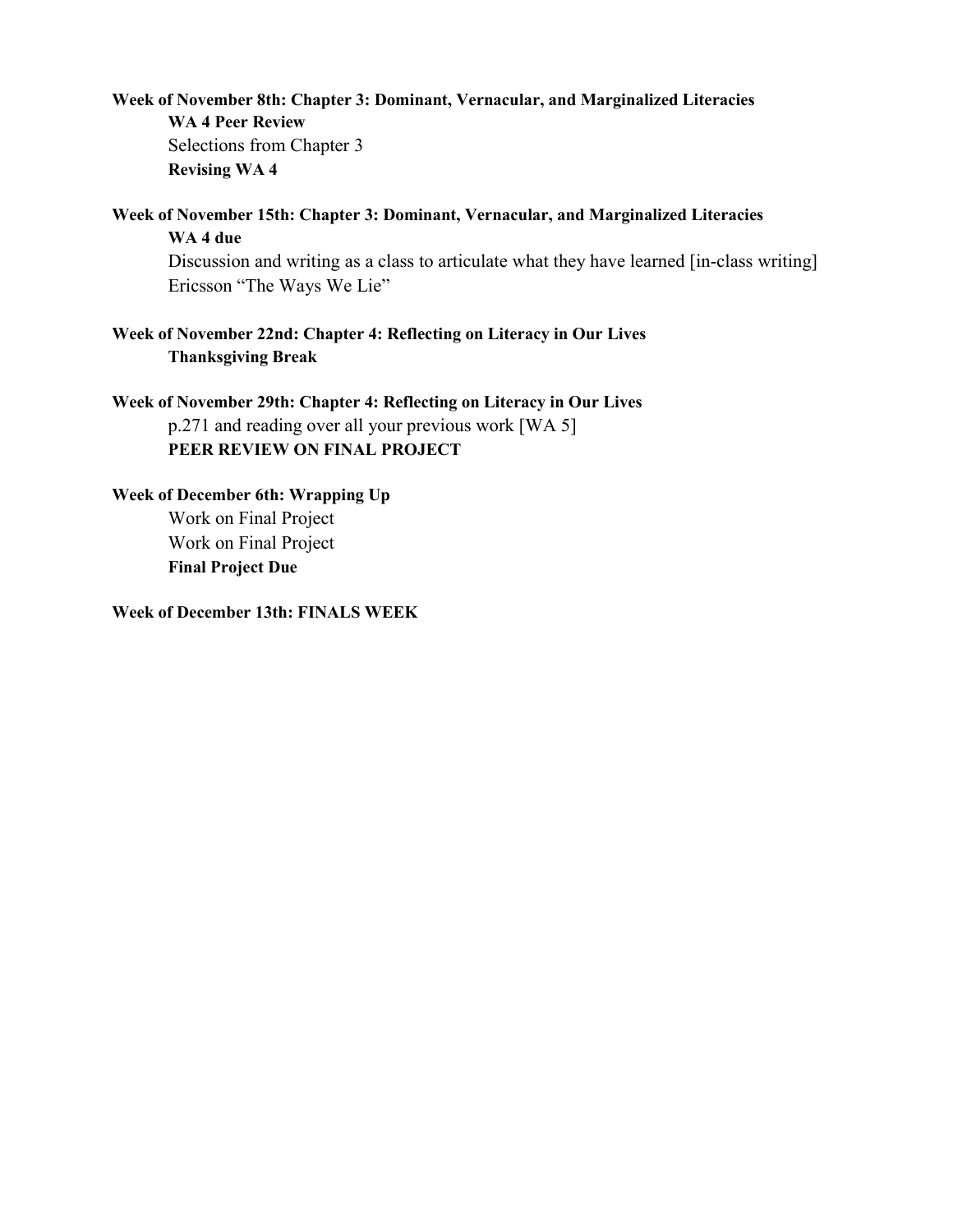**Week of November 8th: Chapter 3: Dominant, Vernacular, and Marginalized Literacies**

**WA 4 Peer Review**

Selections from Chapter 3

**Revising WA 4**

**Week of November 15th: Chapter 3: Dominant, Vernacular, and Marginalized Literacies**

**WA 4 due**

Discussion and writing as a class to articulate what they have learned [in-class writing]

Ericsson "The Ways We Lie"

**Week of November 22nd: Chapter 4: Reflecting on Literacy in Our Lives**

**Thanksgiving Break**

**Week of November 29th: Chapter 4: Reflecting on Literacy in Our Lives**

p.271 and reading over all your previous work [WA 5]

**PEER REVIEW ON FINAL PROJECT**

**Week of December 6th: Wrapping Up**

Work on Final Project

Work on Final Project

**Final Project Due**

**Week of December 13th: FINALS WEEK**